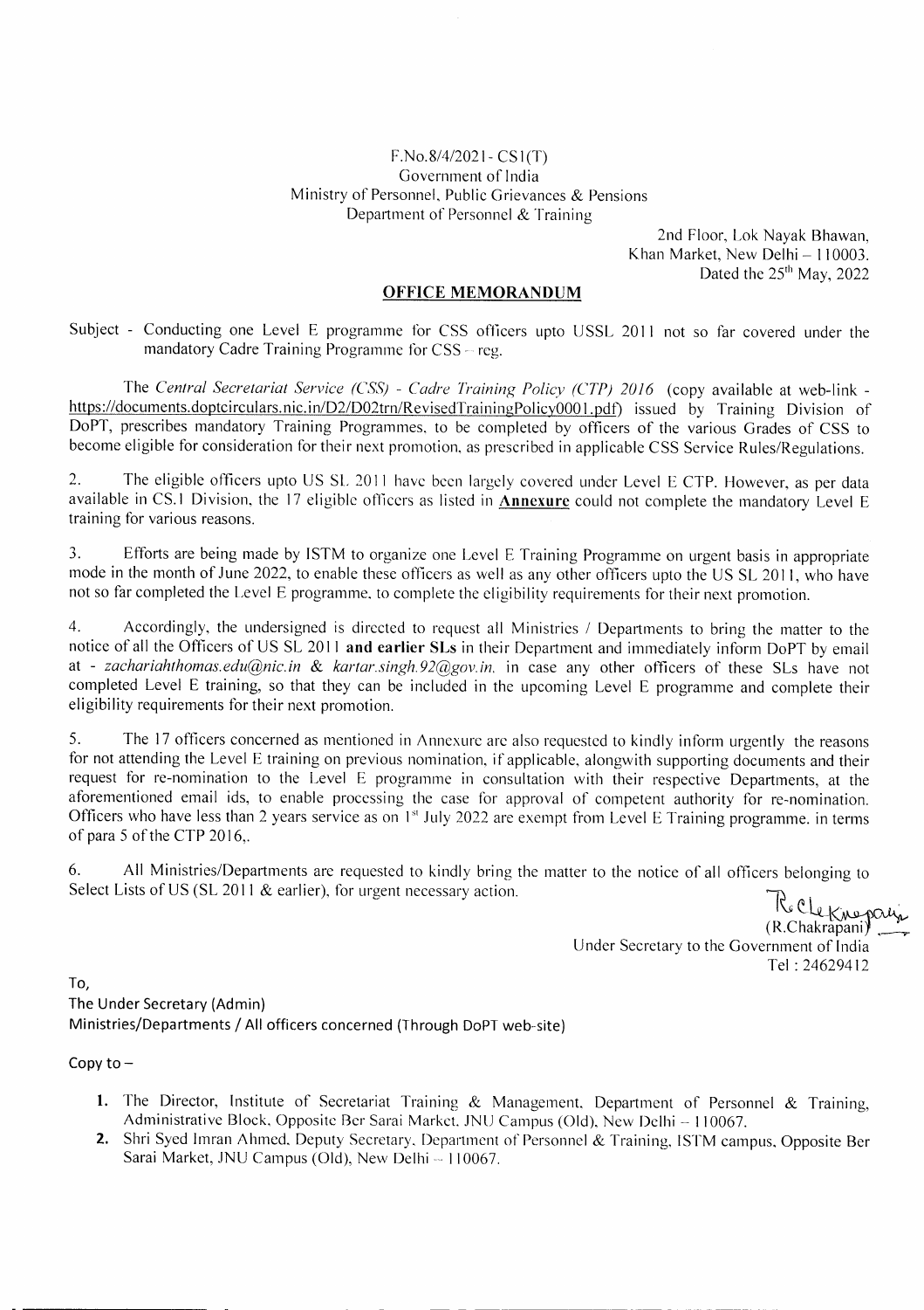F.No.8/4/2021- CS1(T)
Government of India
Ministry of Personnel, Public Grievances & Pensions
Department of Personnel & Training

2nd Floor, Lok Nayak Bhawan,
Khan Market, New Delhi – 110003.
Dated the 25th May, 2022

## OFFICE MEMORANDUM

Subject - Conducting one Level E programme for CSS officers upto USSL 2011 not so far covered under the mandatory Cadre Training Programme for CSS – reg.

The *Central Secretariat Service (CSS) - Cadre Training Policy (CTP) 2016* (copy available at web-link - https://documents.doptcirculars.nic.in/D2/D02trn/RevisedTrainingPolicy0001.pdf) issued by Training Division of DoPT, prescribes mandatory Training Programmes, to be completed by officers of the various Grades of CSS to become eligible for consideration for their next promotion, as prescribed in applicable CSS Service Rules/Regulations.

2. The eligible officers upto US SL 2011 have been largely covered under Level E CTP. However, as per data available in CS.1 Division, the 17 eligible officers as listed in **Annexure** could not complete the mandatory Level E training for various reasons.

3. Efforts are being made by ISTM to organize one Level E Training Programme on urgent basis in appropriate mode in the month of June 2022, to enable these officers as well as any other officers upto the US SL 2011, who have not so far completed the Level E programme, to complete the eligibility requirements for their next promotion.

4. Accordingly, the undersigned is directed to request all Ministries / Departments to bring the matter to the notice of all the Officers of US SL 2011 **and earlier SLs** in their Department and immediately inform DoPT by email at - *zachariahthomas.edu@nic.in* & *kartar.singh.92@gov.in.* in case any other officers of these SLs have not completed Level E training, so that they can be included in the upcoming Level E programme and complete their eligibility requirements for their next promotion.

5. The 17 officers concerned as mentioned in Annexure are also requested to kindly inform urgently the reasons for not attending the Level E training on previous nomination, if applicable, alongwith supporting documents and their request for re-nomination to the Level E programme in consultation with their respective Departments, at the aforementioned email ids, to enable processing the case for approval of competent authority for re-nomination. Officers who have less than 2 years service as on 1st July 2022 are exempt from Level E Training programme. in terms of para 5 of the CTP 2016,.

6. All Ministries/Departments are requested to kindly bring the matter to the notice of all officers belonging to Select Lists of US (SL 2011 & earlier), for urgent necessary action.

(R.Chakrapani)
Under Secretary to the Government of India
Tel : 24629412

To,
The Under Secretary (Admin)
Ministries/Departments / All officers concerned (Through DoPT web-site)

Copy to –

1. The Director, Institute of Secretariat Training & Management, Department of Personnel & Training, Administrative Block, Opposite Ber Sarai Market, JNU Campus (Old), New Delhi – 110067.
2. Shri Syed Imran Ahmed, Deputy Secretary, Department of Personnel & Training, ISTM campus, Opposite Ber Sarai Market, JNU Campus (Old), New Delhi – 110067.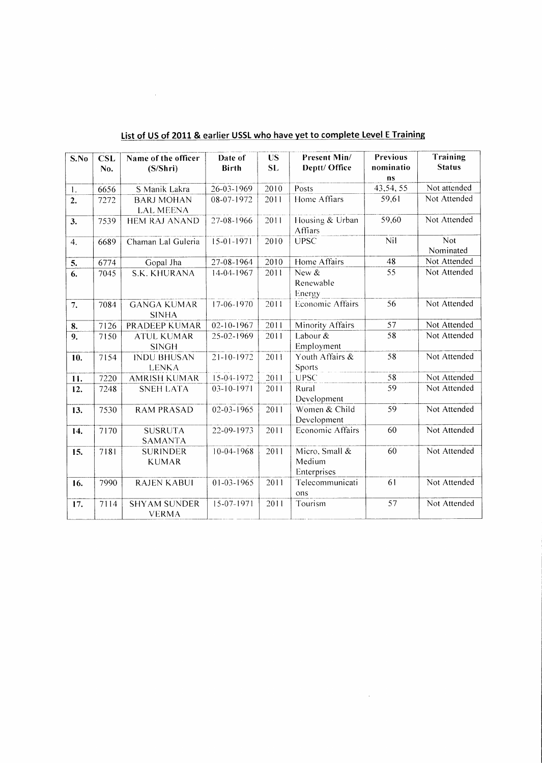## List of US of 2011 & earlier USSL who have yet to complete Level E Training

| S.No | CSL No. | Name of the officer (S/Shri) | Date of Birth | US SL | Present Min/ Deptt/ Office | Previous nominations | Training Status |
|---|---|---|---|---|---|---|---|
| 1. | 6656 | S Manik Lakra | 26-03-1969 | 2010 | Posts | 43,54, 55 | Not attended |
| 2. | 7272 | BARJ MOHAN LAL MEENA | 08-07-1972 | 2011 | Home Affiars | 59,61 | Not Attended |
| 3. | 7539 | HEM RAJ ANAND | 27-08-1966 | 2011 | Housing & Urban Affiars | 59,60 | Not Attended |
| 4. | 6689 | Chaman Lal Guleria | 15-01-1971 | 2010 | UPSC | Nil | Not Nominated |
| 5. | 6774 | Gopal Jha | 27-08-1964 | 2010 | Home Affairs | 48 | Not Attended |
| 6. | 7045 | S.K. KHURANA | 14-04-1967 | 2011 | New & Renewable Energy | 55 | Not Attended |
| 7. | 7084 | GANGA KUMAR SINHA | 17-06-1970 | 2011 | Economic Affairs | 56 | Not Attended |
| 8. | 7126 | PRADEEP KUMAR | 02-10-1967 | 2011 | Minority Affairs | 57 | Not Attended |
| 9. | 7150 | ATUL KUMAR SINGH | 25-02-1969 | 2011 | Labour & Employment | 58 | Not Attended |
| 10. | 7154 | INDU BHUSAN LENKA | 21-10-1972 | 2011 | Youth Affairs & Sports | 58 | Not Attended |
| 11. | 7220 | AMRISH KUMAR | 15-04-1972 | 2011 | UPSC | 58 | Not Attended |
| 12. | 7248 | SNEH LATA | 03-10-1971 | 2011 | Rural Development | 59 | Not Attended |
| 13. | 7530 | RAM PRASAD | 02-03-1965 | 2011 | Women & Child Development | 59 | Not Attended |
| 14. | 7170 | SUSRUTA SAMANTA | 22-09-1973 | 2011 | Economic Affairs | 60 | Not Attended |
| 15. | 7181 | SURINDER KUMAR | 10-04-1968 | 2011 | Micro, Small & Medium Enterprises | 60 | Not Attended |
| 16. | 7990 | RAJEN KABUI | 01-03-1965 | 2011 | Telecommunications | 61 | Not Attended |
| 17. | 7114 | SHYAM SUNDER VERMA | 15-07-1971 | 2011 | Tourism | 57 | Not Attended |